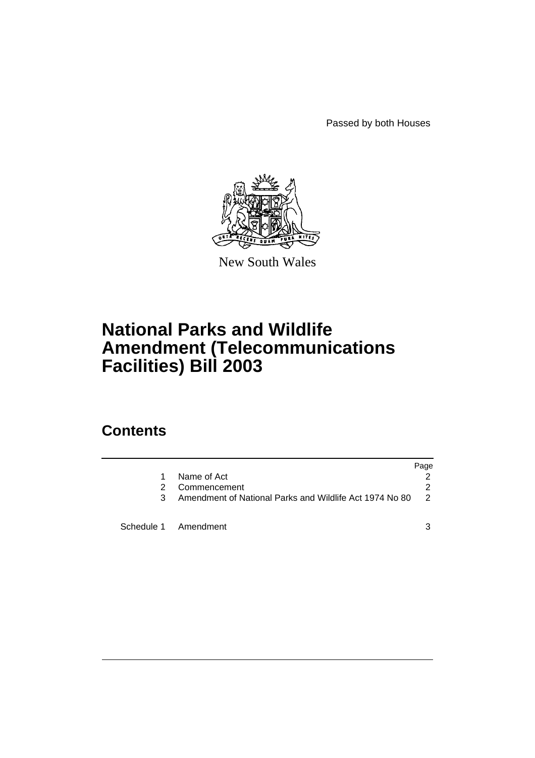Passed by both Houses

New South Wales

# National Parks and Wildlife Amendment (Telecommunications Facilities) Bill 2003

## Contents

| | | Page |
|---|---|---|
| 1 | Name of Act | 2 |
| 2 | Commencement | 2 |
| 3 | Amendment of National Parks and Wildlife Act 1974 No 80 | 2 |
| Schedule 1 | Amendment | 3 |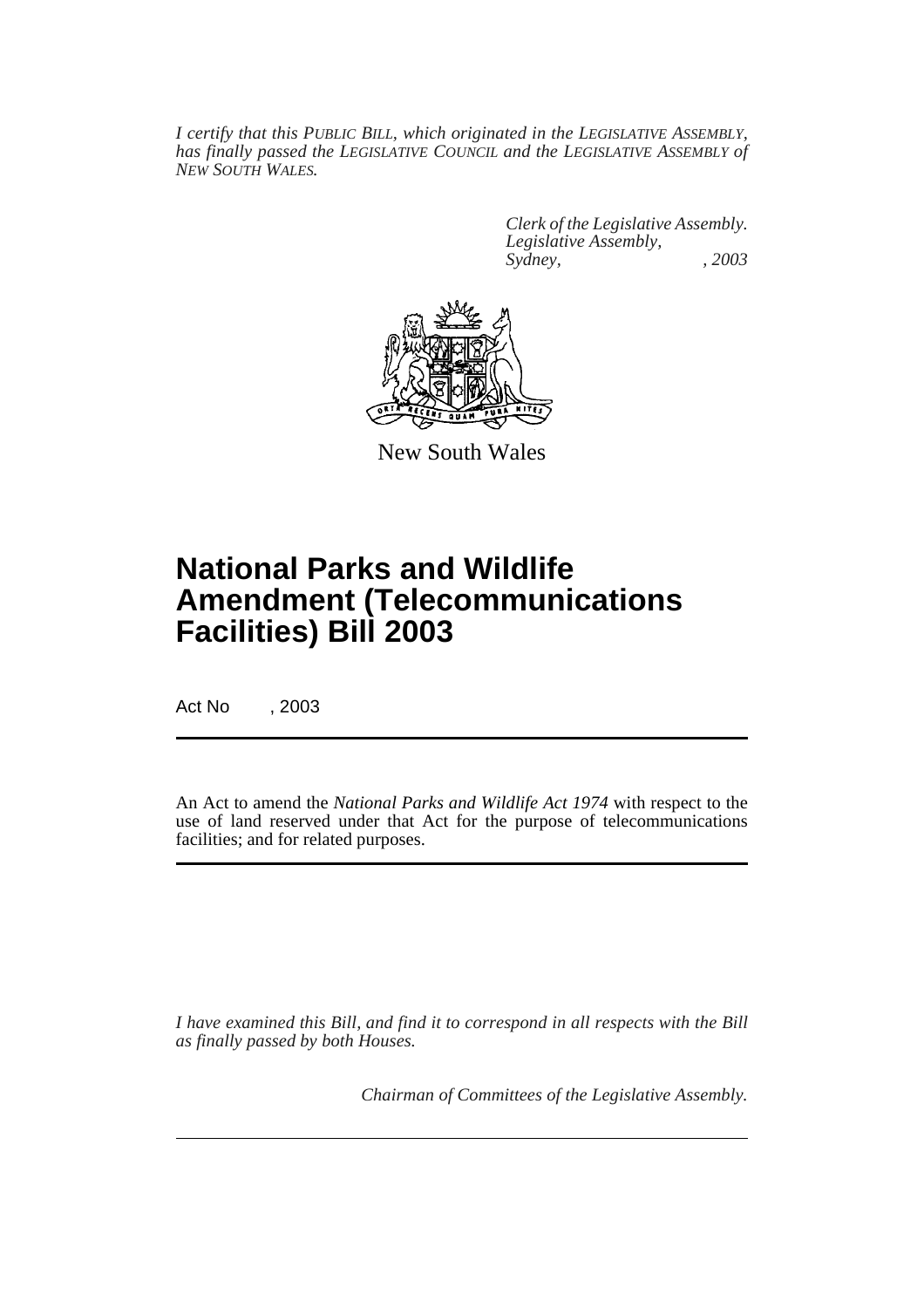*I certify that this PUBLIC BILL, which originated in the LEGISLATIVE ASSEMBLY, has finally passed the LEGISLATIVE COUNCIL and the LEGISLATIVE ASSEMBLY of NEW SOUTH WALES.*

*Clerk of the Legislative Assembly.*
*Legislative Assembly,*
*Sydney, , 2003*

New South Wales

# National Parks and Wildlife Amendment (Telecommunications Facilities) Bill 2003

Act No , 2003

An Act to amend the *National Parks and Wildlife Act 1974* with respect to the use of land reserved under that Act for the purpose of telecommunications facilities; and for related purposes.

*I have examined this Bill, and find it to correspond in all respects with the Bill as finally passed by both Houses.*

*Chairman of Committees of the Legislative Assembly.*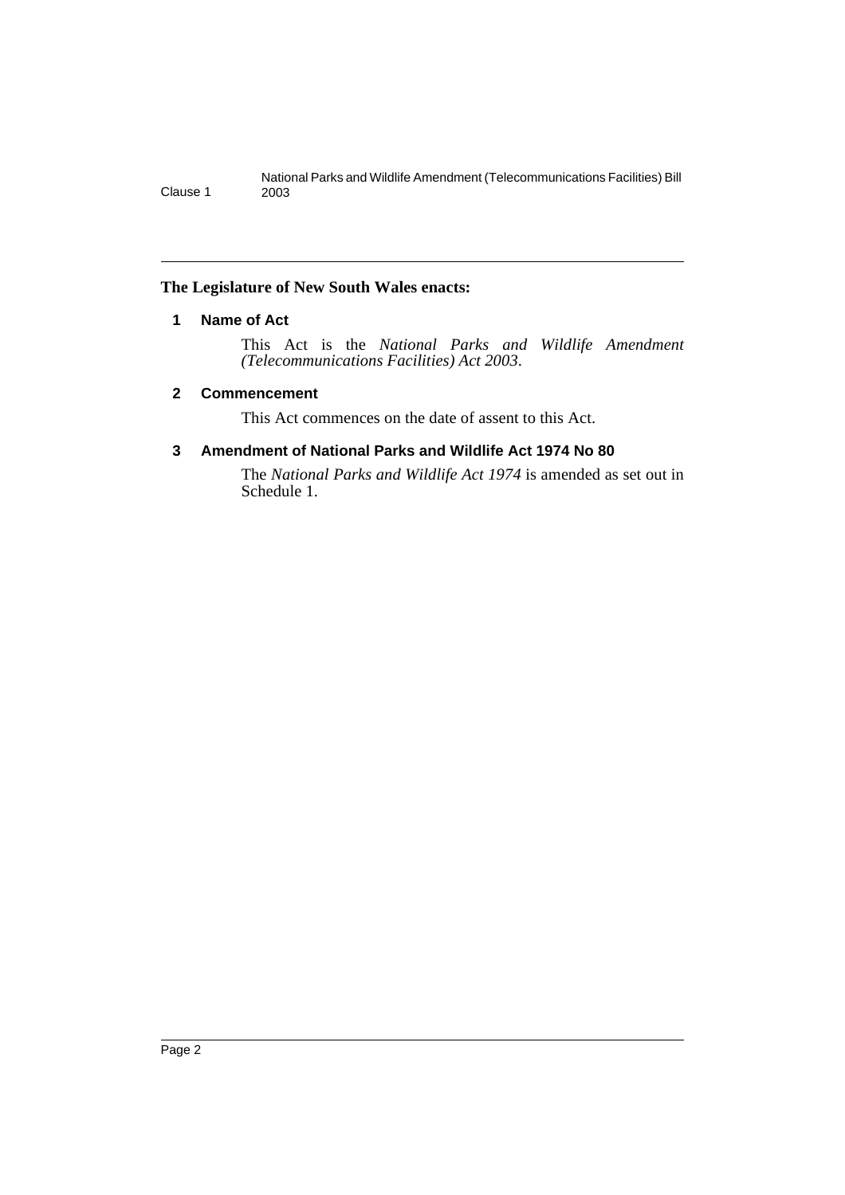**The Legislature of New South Wales enacts:**

## 1 Name of Act

This Act is the *National Parks and Wildlife Amendment (Telecommunications Facilities) Act 2003*.

## 2 Commencement

This Act commences on the date of assent to this Act.

## 3 Amendment of National Parks and Wildlife Act 1974 No 80

The *National Parks and Wildlife Act 1974* is amended as set out in Schedule 1.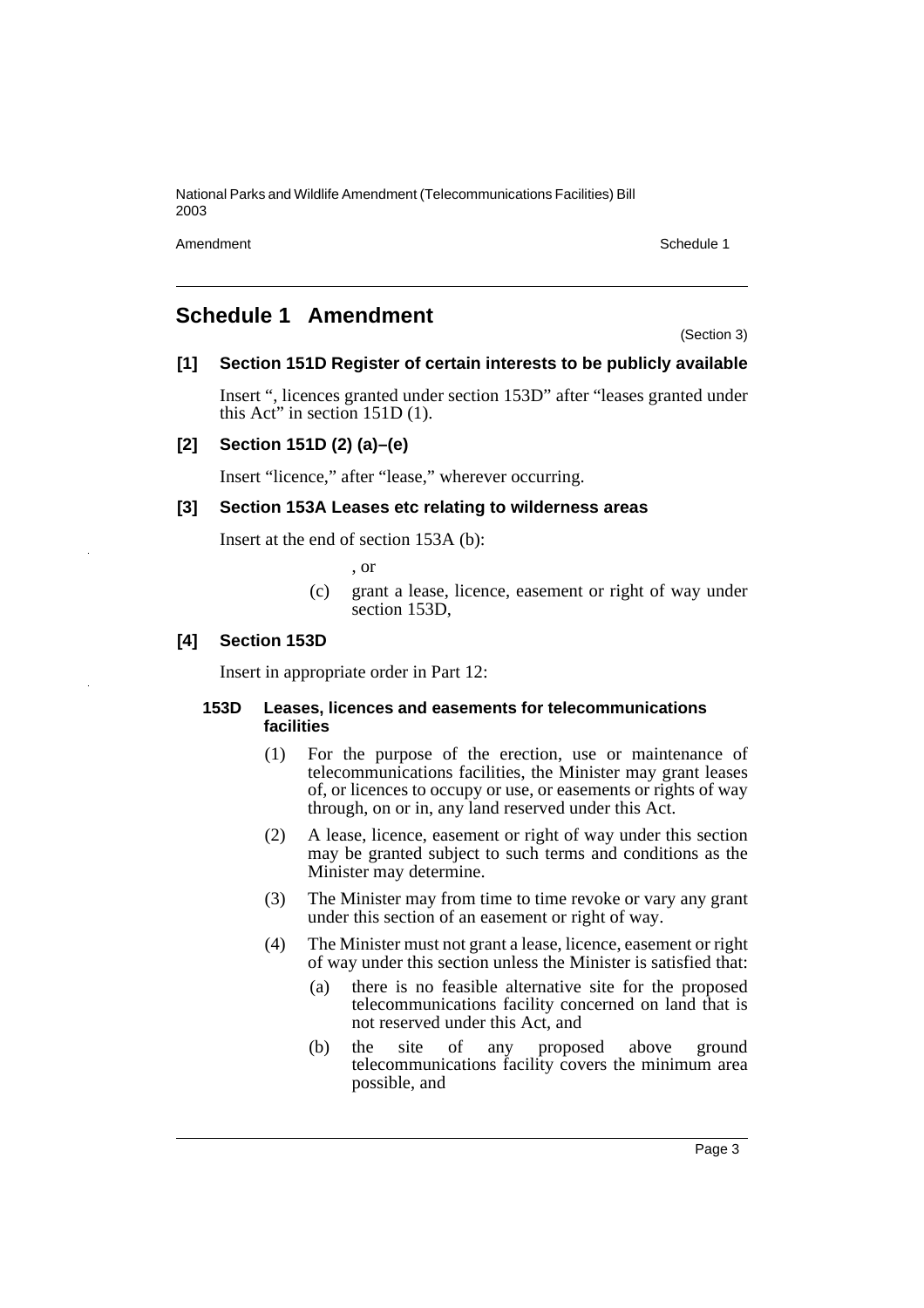## Schedule 1 Amendment

(Section 3)

**[1] Section 151D Register of certain interests to be publicly available**

Insert ", licences granted under section 153D" after "leases granted under this Act" in section 151D (1).

**[2] Section 151D (2) (a)–(e)**

Insert "licence," after "lease," wherever occurring.

**[3] Section 153A Leases etc relating to wilderness areas**

Insert at the end of section 153A (b):

, or

(c) grant a lease, licence, easement or right of way under section 153D,

**[4] Section 153D**

Insert in appropriate order in Part 12:

**153D Leases, licences and easements for telecommunications facilities**

(1) For the purpose of the erection, use or maintenance of telecommunications facilities, the Minister may grant leases of, or licences to occupy or use, or easements or rights of way through, on or in, any land reserved under this Act.

(2) A lease, licence, easement or right of way under this section may be granted subject to such terms and conditions as the Minister may determine.

(3) The Minister may from time to time revoke or vary any grant under this section of an easement or right of way.

(4) The Minister must not grant a lease, licence, easement or right of way under this section unless the Minister is satisfied that:

(a) there is no feasible alternative site for the proposed telecommunications facility concerned on land that is not reserved under this Act, and

(b) the site of any proposed above ground telecommunications facility covers the minimum area possible, and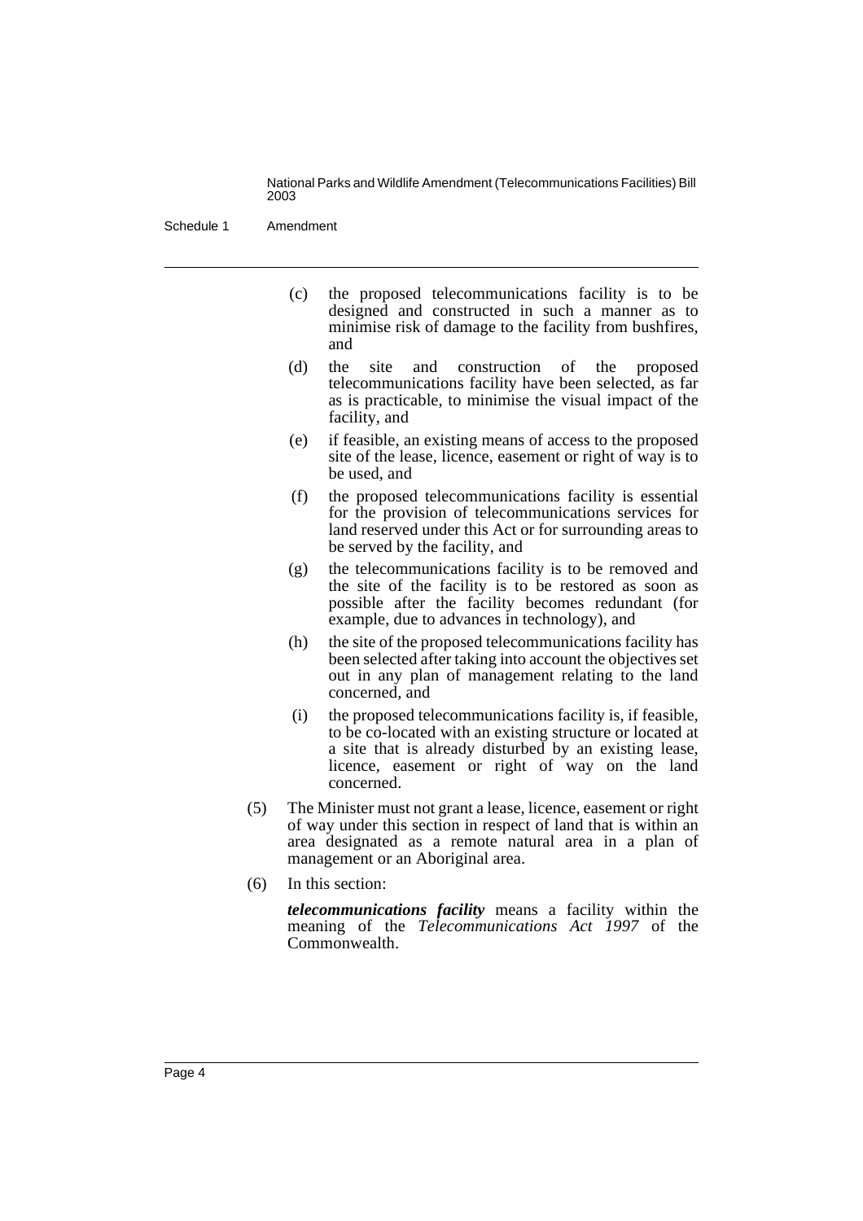(c) the proposed telecommunications facility is to be designed and constructed in such a manner as to minimise risk of damage to the facility from bushfires, and

(d) the site and construction of the proposed telecommunications facility have been selected, as far as is practicable, to minimise the visual impact of the facility, and

(e) if feasible, an existing means of access to the proposed site of the lease, licence, easement or right of way is to be used, and

(f) the proposed telecommunications facility is essential for the provision of telecommunications services for land reserved under this Act or for surrounding areas to be served by the facility, and

(g) the telecommunications facility is to be removed and the site of the facility is to be restored as soon as possible after the facility becomes redundant (for example, due to advances in technology), and

(h) the site of the proposed telecommunications facility has been selected after taking into account the objectives set out in any plan of management relating to the land concerned, and

(i) the proposed telecommunications facility is, if feasible, to be co-located with an existing structure or located at a site that is already disturbed by an existing lease, licence, easement or right of way on the land concerned.

(5) The Minister must not grant a lease, licence, easement or right of way under this section in respect of land that is within an area designated as a remote natural area in a plan of management or an Aboriginal area.

(6) In this section:

***telecommunications facility*** means a facility within the meaning of the *Telecommunications Act 1997* of the Commonwealth.